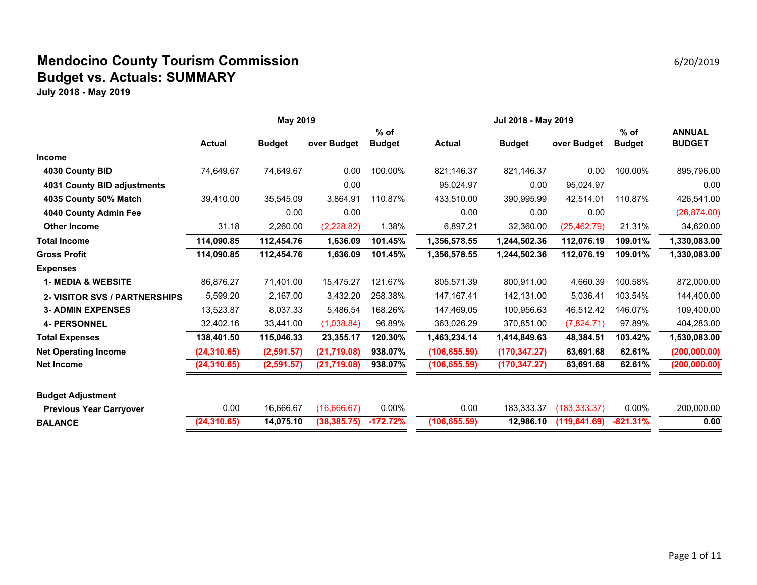# Mendocino County Tourism Commission

6/20/2019

## Budget vs. Actuals: SUMMARY

**July 2018 - May 2019**

| | May 2019 | | | | Jul 2018 - May 2019 | | | | |
|---|---|---|---|---|---|---|---|---|---|
| | Actual | Budget | over Budget | % of Budget | Actual | Budget | over Budget | % of Budget | ANNUAL BUDGET |
| **Income** | | | | | | | | | |
| **4030 County BID** | 74,649.67 | 74,649.67 | 0.00 | 100.00% | 821,146.37 | 821,146.37 | 0.00 | 100.00% | 895,796.00 |
| **4031 County BID adjustments** | | | 0.00 | | 95,024.97 | 0.00 | 95,024.97 | | 0.00 |
| **4035 County 50% Match** | 39,410.00 | 35,545.09 | 3,864.91 | 110.87% | 433,510.00 | 390,995.99 | 42,514.01 | 110.87% | 426,541.00 |
| **4040 County Admin Fee** | | 0.00 | 0.00 | | 0.00 | 0.00 | 0.00 | | (26,874.00) |
| **Other Income** | 31.18 | 2,260.00 | (2,228.82) | 1.38% | 6,897.21 | 32,360.00 | (25,462.79) | 21.31% | 34,620.00 |
| **Total Income** | **114,090.85** | **112,454.76** | **1,636.09** | **101.45%** | **1,356,578.55** | **1,244,502.36** | **112,076.19** | **109.01%** | **1,330,083.00** |
| **Gross Profit** | **114,090.85** | **112,454.76** | **1,636.09** | **101.45%** | **1,356,578.55** | **1,244,502.36** | **112,076.19** | **109.01%** | **1,330,083.00** |
| **Expenses** | | | | | | | | | |
| **1- MEDIA & WEBSITE** | 86,876.27 | 71,401.00 | 15,475.27 | 121.67% | 805,571.39 | 800,911.00 | 4,660.39 | 100.58% | 872,000.00 |
| **2- VISITOR SVS / PARTNERSHIPS** | 5,599.20 | 2,167.00 | 3,432.20 | 258.38% | 147,167.41 | 142,131.00 | 5,036.41 | 103.54% | 144,400.00 |
| **3- ADMIN EXPENSES** | 13,523.87 | 8,037.33 | 5,486.54 | 168.26% | 147,469.05 | 100,956.63 | 46,512.42 | 146.07% | 109,400.00 |
| **4- PERSONNEL** | 32,402.16 | 33,441.00 | (1,038.84) | 96.89% | 363,026.29 | 370,851.00 | (7,824.71) | 97.89% | 404,283.00 |
| **Total Expenses** | **138,401.50** | **115,046.33** | **23,355.17** | **120.30%** | **1,463,234.14** | **1,414,849.63** | **48,384.51** | **103.42%** | **1,530,083.00** |
| **Net Operating Income** | **(24,310.65)** | **(2,591.57)** | **(21,719.08)** | **938.07%** | **(106,655.59)** | **(170,347.27)** | **63,691.68** | **62.61%** | **(200,000.00)** |
| **Net Income** | **(24,310.65)** | **(2,591.57)** | **(21,719.08)** | **938.07%** | **(106,655.59)** | **(170,347.27)** | **63,691.68** | **62.61%** | **(200,000.00)** |
| | | | | | | | | | |
| **Budget Adjustment** | | | | | | | | | |
| **Previous Year Carryover** | 0.00 | 16,666.67 | (16,666.67) | 0.00% | 0.00 | 183,333.37 | (183,333.37) | 0.00% | 200,000.00 |
| **BALANCE** | **(24,310.65)** | **14,075.10** | **(38,385.75)** | **-172.72%** | **(106,655.59)** | **12,986.10** | **(119,641.69)** | **-821.31%** | **0.00** |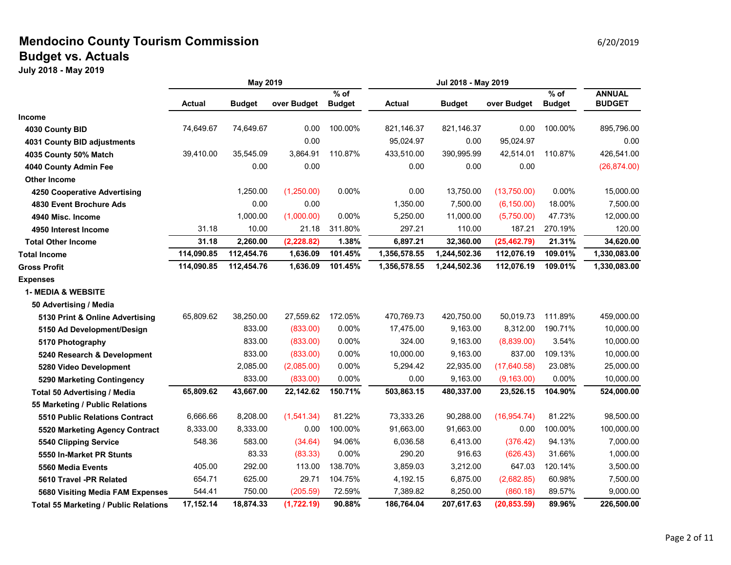# Mendocino County Tourism Commission
## Budget vs. Actuals
**July 2018 - May 2019**

6/20/2019

| | May 2019 | | | | Jul 2018 - May 2019 | | | | |
|---|---|---|---|---|---|---|---|---|---|
| | **Actual** | **Budget** | **over Budget** | **% of Budget** | **Actual** | **Budget** | **over Budget** | **% of Budget** | **ANNUAL BUDGET** |
| **Income** | | | | | | | | | |
| **4030 County BID** | 74,649.67 | 74,649.67 | 0.00 | 100.00% | 821,146.37 | 821,146.37 | 0.00 | 100.00% | 895,796.00 |
| **4031 County BID adjustments** | | | 0.00 | | 95,024.97 | 0.00 | 95,024.97 | | 0.00 |
| **4035 County 50% Match** | 39,410.00 | 35,545.09 | 3,864.91 | 110.87% | 433,510.00 | 390,995.99 | 42,514.01 | 110.87% | 426,541.00 |
| **4040 County Admin Fee** | | 0.00 | 0.00 | | 0.00 | 0.00 | 0.00 | | (26,874.00) |
| **Other Income** | | | | | | | | | |
| **4250 Cooperative Advertising** | | 1,250.00 | (1,250.00) | 0.00% | 0.00 | 13,750.00 | (13,750.00) | 0.00% | 15,000.00 |
| **4830 Event Brochure Ads** | | 0.00 | 0.00 | | 1,350.00 | 7,500.00 | (6,150.00) | 18.00% | 7,500.00 |
| **4940 Misc. Income** | | 1,000.00 | (1,000.00) | 0.00% | 5,250.00 | 11,000.00 | (5,750.00) | 47.73% | 12,000.00 |
| **4950 Interest Income** | 31.18 | 10.00 | 21.18 | 311.80% | 297.21 | 110.00 | 187.21 | 270.19% | 120.00 |
| **Total Other Income** | **31.18** | **2,260.00** | **(2,228.82)** | **1.38%** | **6,897.21** | **32,360.00** | **(25,462.79)** | **21.31%** | **34,620.00** |
| **Total Income** | **114,090.85** | **112,454.76** | **1,636.09** | **101.45%** | **1,356,578.55** | **1,244,502.36** | **112,076.19** | **109.01%** | **1,330,083.00** |
| **Gross Profit** | **114,090.85** | **112,454.76** | **1,636.09** | **101.45%** | **1,356,578.55** | **1,244,502.36** | **112,076.19** | **109.01%** | **1,330,083.00** |
| **Expenses** | | | | | | | | | |
| **1- MEDIA & WEBSITE** | | | | | | | | | |
| **50 Advertising / Media** | | | | | | | | | |
| **5130 Print & Online Advertising** | 65,809.62 | 38,250.00 | 27,559.62 | 172.05% | 470,769.73 | 420,750.00 | 50,019.73 | 111.89% | 459,000.00 |
| **5150 Ad Development/Design** | | 833.00 | (833.00) | 0.00% | 17,475.00 | 9,163.00 | 8,312.00 | 190.71% | 10,000.00 |
| **5170 Photography** | | 833.00 | (833.00) | 0.00% | 324.00 | 9,163.00 | (8,839.00) | 3.54% | 10,000.00 |
| **5240 Research & Development** | | 833.00 | (833.00) | 0.00% | 10,000.00 | 9,163.00 | 837.00 | 109.13% | 10,000.00 |
| **5280 Video Development** | | 2,085.00 | (2,085.00) | 0.00% | 5,294.42 | 22,935.00 | (17,640.58) | 23.08% | 25,000.00 |
| **5290 Marketing Contingency** | | 833.00 | (833.00) | 0.00% | 0.00 | 9,163.00 | (9,163.00) | 0.00% | 10,000.00 |
| **Total 50 Advertising / Media** | **65,809.62** | **43,667.00** | **22,142.62** | **150.71%** | **503,863.15** | **480,337.00** | **23,526.15** | **104.90%** | **524,000.00** |
| **55 Marketing / Public Relations** | | | | | | | | | |
| **5510 Public Relations Contract** | 6,666.66 | 8,208.00 | (1,541.34) | 81.22% | 73,333.26 | 90,288.00 | (16,954.74) | 81.22% | 98,500.00 |
| **5520 Marketing Agency Contract** | 8,333.00 | 8,333.00 | 0.00 | 100.00% | 91,663.00 | 91,663.00 | 0.00 | 100.00% | 100,000.00 |
| **5540 Clipping Service** | 548.36 | 583.00 | (34.64) | 94.06% | 6,036.58 | 6,413.00 | (376.42) | 94.13% | 7,000.00 |
| **5550 In-Market PR Stunts** | | 83.33 | (83.33) | 0.00% | 290.20 | 916.63 | (626.43) | 31.66% | 1,000.00 |
| **5560 Media Events** | 405.00 | 292.00 | 113.00 | 138.70% | 3,859.03 | 3,212.00 | 647.03 | 120.14% | 3,500.00 |
| **5610 Travel -PR Related** | 654.71 | 625.00 | 29.71 | 104.75% | 4,192.15 | 6,875.00 | (2,682.85) | 60.98% | 7,500.00 |
| **5680 Visiting Media FAM Expenses** | 544.41 | 750.00 | (205.59) | 72.59% | 7,389.82 | 8,250.00 | (860.18) | 89.57% | 9,000.00 |
| **Total 55 Marketing / Public Relations** | **17,152.14** | **18,874.33** | **(1,722.19)** | **90.88%** | **186,764.04** | **207,617.63** | **(20,853.59)** | **89.96%** | **226,500.00** |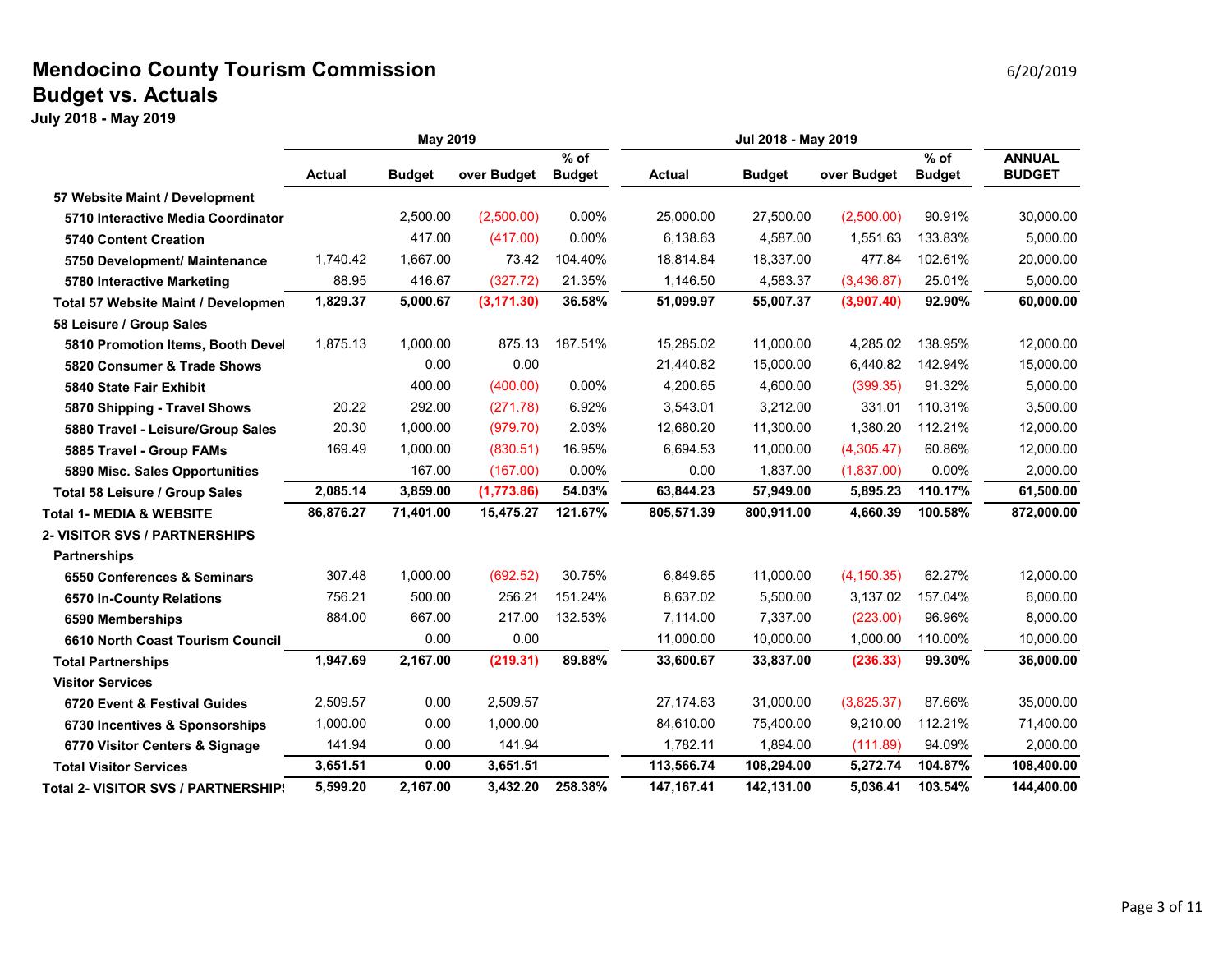# Mendocino County Tourism Commission

## Budget vs. Actuals

**July 2018 - May 2019**

6/20/2019

| | May 2019 | | | | Jul 2018 - May 2019 | | | | |
|---|---|---|---|---|---|---|---|---|---|
| | **Actual** | **Budget** | **over Budget** | **% of Budget** | **Actual** | **Budget** | **over Budget** | **% of Budget** | **ANNUAL BUDGET** |
| **57 Website Maint / Development** | | | | | | | | | |
| **5710 Interactive Media Coordinator** | | 2,500.00 | (2,500.00) | 0.00% | 25,000.00 | 27,500.00 | (2,500.00) | 90.91% | 30,000.00 |
| **5740 Content Creation** | | 417.00 | (417.00) | 0.00% | 6,138.63 | 4,587.00 | 1,551.63 | 133.83% | 5,000.00 |
| **5750 Development/ Maintenance** | 1,740.42 | 1,667.00 | 73.42 | 104.40% | 18,814.84 | 18,337.00 | 477.84 | 102.61% | 20,000.00 |
| **5780 Interactive Marketing** | 88.95 | 416.67 | (327.72) | 21.35% | 1,146.50 | 4,583.37 | (3,436.87) | 25.01% | 5,000.00 |
| **Total 57 Website Maint / Developmen** | **1,829.37** | **5,000.67** | **(3,171.30)** | **36.58%** | **51,099.97** | **55,007.37** | **(3,907.40)** | **92.90%** | **60,000.00** |
| **58 Leisure / Group Sales** | | | | | | | | | |
| **5810 Promotion Items, Booth Devel** | 1,875.13 | 1,000.00 | 875.13 | 187.51% | 15,285.02 | 11,000.00 | 4,285.02 | 138.95% | 12,000.00 |
| **5820 Consumer & Trade Shows** | | 0.00 | 0.00 | | 21,440.82 | 15,000.00 | 6,440.82 | 142.94% | 15,000.00 |
| **5840 State Fair Exhibit** | | 400.00 | (400.00) | 0.00% | 4,200.65 | 4,600.00 | (399.35) | 91.32% | 5,000.00 |
| **5870 Shipping - Travel Shows** | 20.22 | 292.00 | (271.78) | 6.92% | 3,543.01 | 3,212.00 | 331.01 | 110.31% | 3,500.00 |
| **5880 Travel - Leisure/Group Sales** | 20.30 | 1,000.00 | (979.70) | 2.03% | 12,680.20 | 11,300.00 | 1,380.20 | 112.21% | 12,000.00 |
| **5885 Travel - Group FAMs** | 169.49 | 1,000.00 | (830.51) | 16.95% | 6,694.53 | 11,000.00 | (4,305.47) | 60.86% | 12,000.00 |
| **5890 Misc. Sales Opportunities** | | 167.00 | (167.00) | 0.00% | 0.00 | 1,837.00 | (1,837.00) | 0.00% | 2,000.00 |
| **Total 58 Leisure / Group Sales** | **2,085.14** | **3,859.00** | **(1,773.86)** | **54.03%** | **63,844.23** | **57,949.00** | **5,895.23** | **110.17%** | **61,500.00** |
| **Total 1- MEDIA & WEBSITE** | **86,876.27** | **71,401.00** | **15,475.27** | **121.67%** | **805,571.39** | **800,911.00** | **4,660.39** | **100.58%** | **872,000.00** |
| **2- VISITOR SVS / PARTNERSHIPS** | | | | | | | | | |
| **Partnerships** | | | | | | | | | |
| **6550 Conferences & Seminars** | 307.48 | 1,000.00 | (692.52) | 30.75% | 6,849.65 | 11,000.00 | (4,150.35) | 62.27% | 12,000.00 |
| **6570 In-County Relations** | 756.21 | 500.00 | 256.21 | 151.24% | 8,637.02 | 5,500.00 | 3,137.02 | 157.04% | 6,000.00 |
| **6590 Memberships** | 884.00 | 667.00 | 217.00 | 132.53% | 7,114.00 | 7,337.00 | (223.00) | 96.96% | 8,000.00 |
| **6610 North Coast Tourism Council** | | 0.00 | 0.00 | | 11,000.00 | 10,000.00 | 1,000.00 | 110.00% | 10,000.00 |
| **Total Partnerships** | **1,947.69** | **2,167.00** | **(219.31)** | **89.88%** | **33,600.67** | **33,837.00** | **(236.33)** | **99.30%** | **36,000.00** |
| **Visitor Services** | | | | | | | | | |
| **6720 Event & Festival Guides** | 2,509.57 | 0.00 | 2,509.57 | | 27,174.63 | 31,000.00 | (3,825.37) | 87.66% | 35,000.00 |
| **6730 Incentives & Sponsorships** | 1,000.00 | 0.00 | 1,000.00 | | 84,610.00 | 75,400.00 | 9,210.00 | 112.21% | 71,400.00 |
| **6770 Visitor Centers & Signage** | 141.94 | 0.00 | 141.94 | | 1,782.11 | 1,894.00 | (111.89) | 94.09% | 2,000.00 |
| **Total Visitor Services** | **3,651.51** | **0.00** | **3,651.51** | | **113,566.74** | **108,294.00** | **5,272.74** | **104.87%** | **108,400.00** |
| **Total 2- VISITOR SVS / PARTNERSHIPS** | **5,599.20** | **2,167.00** | **3,432.20** | **258.38%** | **147,167.41** | **142,131.00** | **5,036.41** | **103.54%** | **144,400.00** |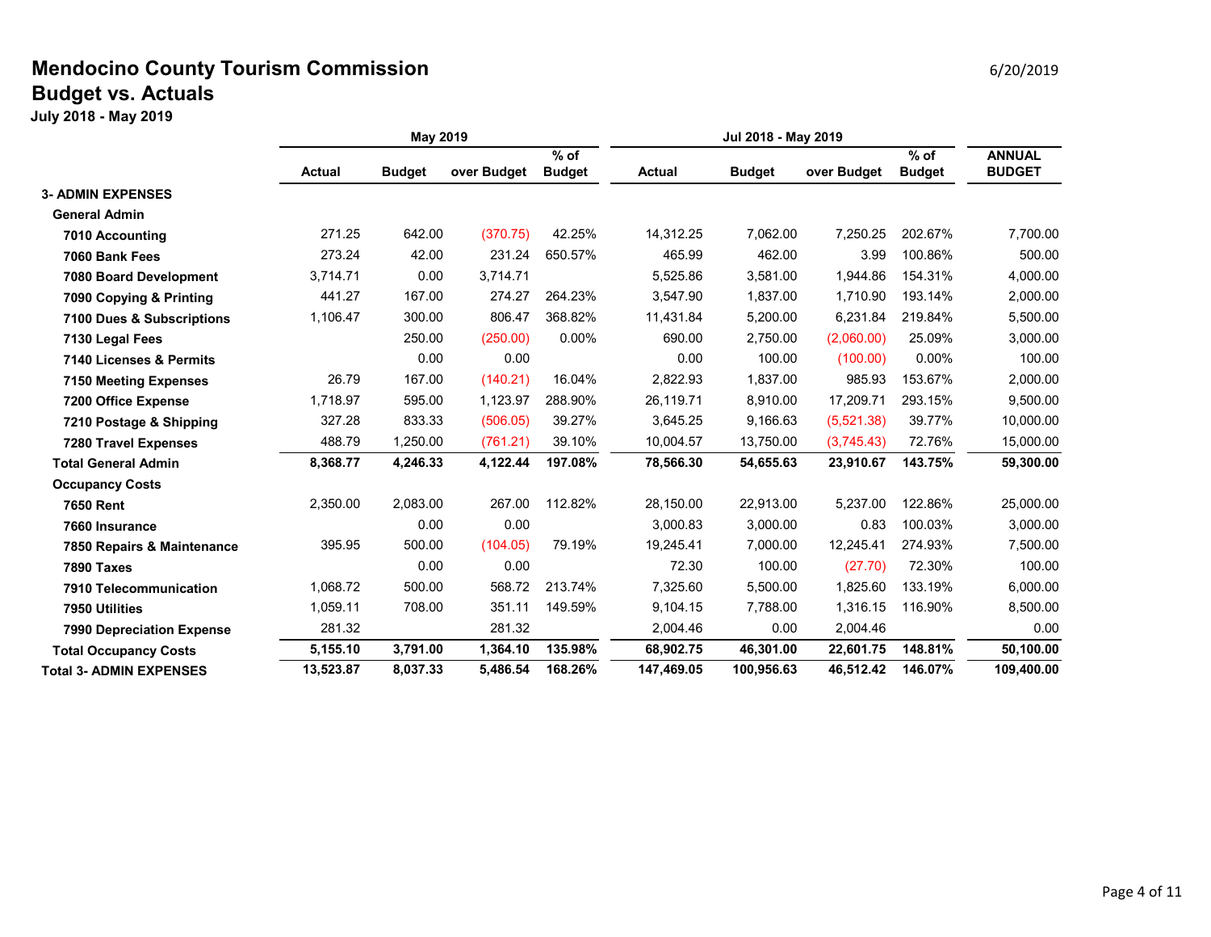# Mendocino County Tourism Commission
## Budget vs. Actuals
**July 2018 - May 2019**

6/20/2019

| | May 2019 | | | | Jul 2018 - May 2019 | | | | |
|---|---|---|---|---|---|---|---|---|---|
| | **Actual** | **Budget** | **over Budget** | **% of Budget** | **Actual** | **Budget** | **over Budget** | **% of Budget** | **ANNUAL BUDGET** |
| **3- ADMIN EXPENSES** | | | | | | | | | |
| **General Admin** | | | | | | | | | |
| **7010 Accounting** | 271.25 | 642.00 | (370.75) | 42.25% | 14,312.25 | 7,062.00 | 7,250.25 | 202.67% | 7,700.00 |
| **7060 Bank Fees** | 273.24 | 42.00 | 231.24 | 650.57% | 465.99 | 462.00 | 3.99 | 100.86% | 500.00 |
| **7080 Board Development** | 3,714.71 | 0.00 | 3,714.71 | | 5,525.86 | 3,581.00 | 1,944.86 | 154.31% | 4,000.00 |
| **7090 Copying & Printing** | 441.27 | 167.00 | 274.27 | 264.23% | 3,547.90 | 1,837.00 | 1,710.90 | 193.14% | 2,000.00 |
| **7100 Dues & Subscriptions** | 1,106.47 | 300.00 | 806.47 | 368.82% | 11,431.84 | 5,200.00 | 6,231.84 | 219.84% | 5,500.00 |
| **7130 Legal Fees** | | 250.00 | (250.00) | 0.00% | 690.00 | 2,750.00 | (2,060.00) | 25.09% | 3,000.00 |
| **7140 Licenses & Permits** | | 0.00 | 0.00 | | 0.00 | 100.00 | (100.00) | 0.00% | 100.00 |
| **7150 Meeting Expenses** | 26.79 | 167.00 | (140.21) | 16.04% | 2,822.93 | 1,837.00 | 985.93 | 153.67% | 2,000.00 |
| **7200 Office Expense** | 1,718.97 | 595.00 | 1,123.97 | 288.90% | 26,119.71 | 8,910.00 | 17,209.71 | 293.15% | 9,500.00 |
| **7210 Postage & Shipping** | 327.28 | 833.33 | (506.05) | 39.27% | 3,645.25 | 9,166.63 | (5,521.38) | 39.77% | 10,000.00 |
| **7280 Travel Expenses** | 488.79 | 1,250.00 | (761.21) | 39.10% | 10,004.57 | 13,750.00 | (3,745.43) | 72.76% | 15,000.00 |
| **Total General Admin** | **8,368.77** | **4,246.33** | **4,122.44** | **197.08%** | **78,566.30** | **54,655.63** | **23,910.67** | **143.75%** | **59,300.00** |
| **Occupancy Costs** | | | | | | | | | |
| **7650 Rent** | 2,350.00 | 2,083.00 | 267.00 | 112.82% | 28,150.00 | 22,913.00 | 5,237.00 | 122.86% | 25,000.00 |
| **7660 Insurance** | | 0.00 | 0.00 | | 3,000.83 | 3,000.00 | 0.83 | 100.03% | 3,000.00 |
| **7850 Repairs & Maintenance** | 395.95 | 500.00 | (104.05) | 79.19% | 19,245.41 | 7,000.00 | 12,245.41 | 274.93% | 7,500.00 |
| **7890 Taxes** | | 0.00 | 0.00 | | 72.30 | 100.00 | (27.70) | 72.30% | 100.00 |
| **7910 Telecommunication** | 1,068.72 | 500.00 | 568.72 | 213.74% | 7,325.60 | 5,500.00 | 1,825.60 | 133.19% | 6,000.00 |
| **7950 Utilities** | 1,059.11 | 708.00 | 351.11 | 149.59% | 9,104.15 | 7,788.00 | 1,316.15 | 116.90% | 8,500.00 |
| **7990 Depreciation Expense** | 281.32 | | 281.32 | | 2,004.46 | 0.00 | 2,004.46 | | 0.00 |
| **Total Occupancy Costs** | **5,155.10** | **3,791.00** | **1,364.10** | **135.98%** | **68,902.75** | **46,301.00** | **22,601.75** | **148.81%** | **50,100.00** |
| **Total 3- ADMIN EXPENSES** | **13,523.87** | **8,037.33** | **5,486.54** | **168.26%** | **147,469.05** | **100,956.63** | **46,512.42** | **146.07%** | **109,400.00** |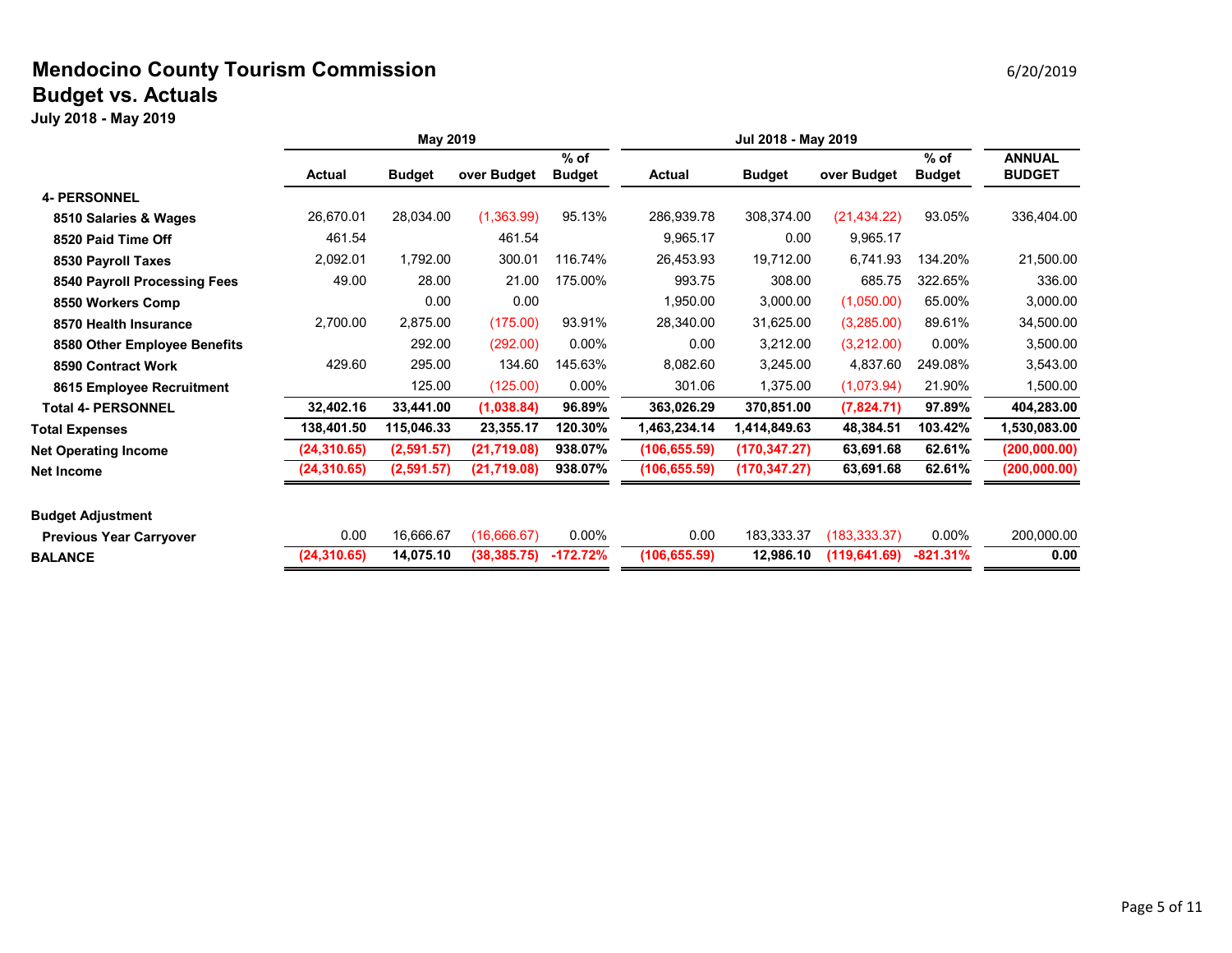# Mendocino County Tourism Commission

## Budget vs. Actuals

**July 2018 - May 2019**

6/20/2019

| | May 2019 | | | | Jul 2018 - May 2019 | | | | |
|---|---|---|---|---|---|---|---|---|---|
| | **Actual** | **Budget** | **over Budget** | **% of Budget** | **Actual** | **Budget** | **over Budget** | **% of Budget** | **ANNUAL BUDGET** |
| **4- PERSONNEL** | | | | | | | | | |
| **8510 Salaries & Wages** | 26,670.01 | 28,034.00 | (1,363.99) | 95.13% | 286,939.78 | 308,374.00 | (21,434.22) | 93.05% | 336,404.00 |
| **8520 Paid Time Off** | 461.54 | | 461.54 | | 9,965.17 | 0.00 | 9,965.17 | | |
| **8530 Payroll Taxes** | 2,092.01 | 1,792.00 | 300.01 | 116.74% | 26,453.93 | 19,712.00 | 6,741.93 | 134.20% | 21,500.00 |
| **8540 Payroll Processing Fees** | 49.00 | 28.00 | 21.00 | 175.00% | 993.75 | 308.00 | 685.75 | 322.65% | 336.00 |
| **8550 Workers Comp** | | 0.00 | 0.00 | | 1,950.00 | 3,000.00 | (1,050.00) | 65.00% | 3,000.00 |
| **8570 Health Insurance** | 2,700.00 | 2,875.00 | (175.00) | 93.91% | 28,340.00 | 31,625.00 | (3,285.00) | 89.61% | 34,500.00 |
| **8580 Other Employee Benefits** | | 292.00 | (292.00) | 0.00% | 0.00 | 3,212.00 | (3,212.00) | 0.00% | 3,500.00 |
| **8590 Contract Work** | 429.60 | 295.00 | 134.60 | 145.63% | 8,082.60 | 3,245.00 | 4,837.60 | 249.08% | 3,543.00 |
| **8615 Employee Recruitment** | | 125.00 | (125.00) | 0.00% | 301.06 | 1,375.00 | (1,073.94) | 21.90% | 1,500.00 |
| **Total 4- PERSONNEL** | **32,402.16** | **33,441.00** | **(1,038.84)** | **96.89%** | **363,026.29** | **370,851.00** | **(7,824.71)** | **97.89%** | **404,283.00** |
| **Total Expenses** | **138,401.50** | **115,046.33** | **23,355.17** | **120.30%** | **1,463,234.14** | **1,414,849.63** | **48,384.51** | **103.42%** | **1,530,083.00** |
| **Net Operating Income** | **(24,310.65)** | **(2,591.57)** | **(21,719.08)** | **938.07%** | **(106,655.59)** | **(170,347.27)** | **63,691.68** | **62.61%** | **(200,000.00)** |
| **Net Income** | **(24,310.65)** | **(2,591.57)** | **(21,719.08)** | **938.07%** | **(106,655.59)** | **(170,347.27)** | **63,691.68** | **62.61%** | **(200,000.00)** |
| | | | | | | | | | |
| **Budget Adjustment** | | | | | | | | | |
| **Previous Year Carryover** | 0.00 | 16,666.67 | (16,666.67) | 0.00% | 0.00 | 183,333.37 | (183,333.37) | 0.00% | 200,000.00 |
| **BALANCE** | **(24,310.65)** | **14,075.10** | **(38,385.75)** | **-172.72%** | **(106,655.59)** | **12,986.10** | **(119,641.69)** | **-821.31%** | **0.00** |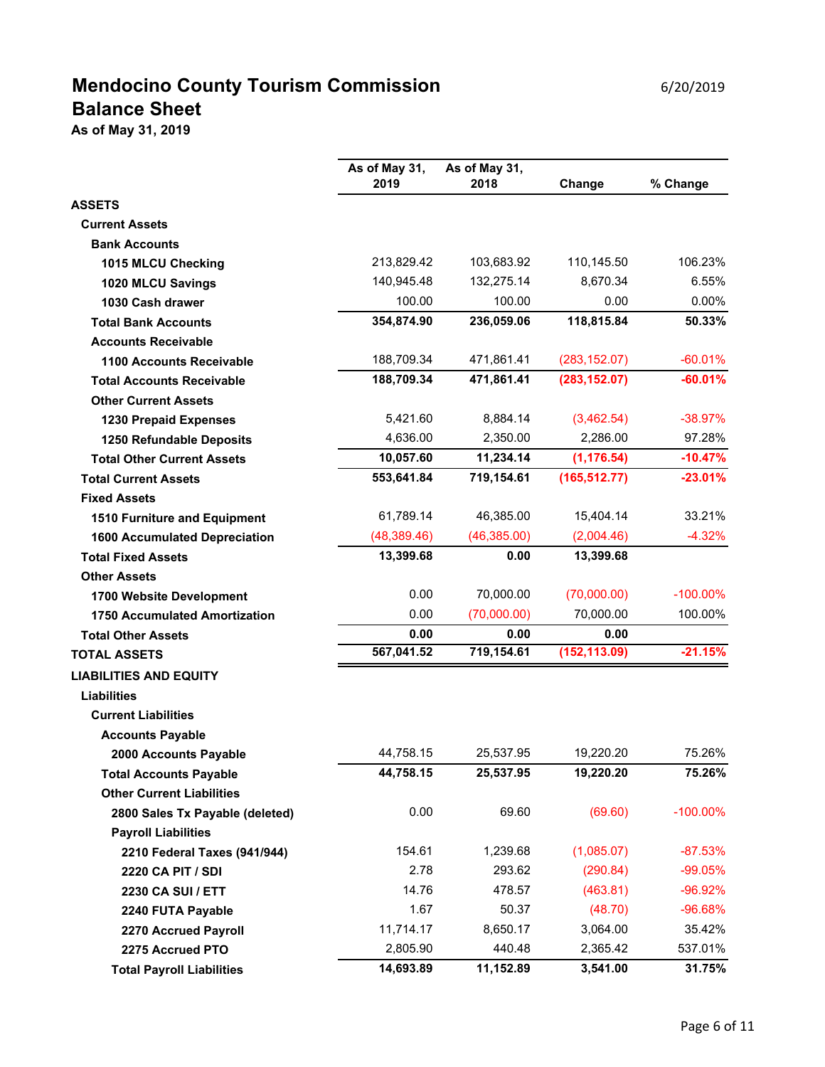# Mendocino County Tourism Commission

6/20/2019

## Balance Sheet

**As of May 31, 2019**

| | As of May 31, 2019 | As of May 31, 2018 | Change | % Change |
|---|---|---|---|---|
| **ASSETS** | | | | |
| **Current Assets** | | | | |
| **Bank Accounts** | | | | |
| **1015 MLCU Checking** | 213,829.42 | 103,683.92 | 110,145.50 | 106.23% |
| **1020 MLCU Savings** | 140,945.48 | 132,275.14 | 8,670.34 | 6.55% |
| **1030 Cash drawer** | 100.00 | 100.00 | 0.00 | 0.00% |
| **Total Bank Accounts** | **354,874.90** | **236,059.06** | **118,815.84** | **50.33%** |
| **Accounts Receivable** | | | | |
| **1100 Accounts Receivable** | 188,709.34 | 471,861.41 | (283,152.07) | -60.01% |
| **Total Accounts Receivable** | **188,709.34** | **471,861.41** | **(283,152.07)** | **-60.01%** |
| **Other Current Assets** | | | | |
| **1230 Prepaid Expenses** | 5,421.60 | 8,884.14 | (3,462.54) | -38.97% |
| **1250 Refundable Deposits** | 4,636.00 | 2,350.00 | 2,286.00 | 97.28% |
| **Total Other Current Assets** | **10,057.60** | **11,234.14** | **(1,176.54)** | **-10.47%** |
| **Total Current Assets** | **553,641.84** | **719,154.61** | **(165,512.77)** | **-23.01%** |
| **Fixed Assets** | | | | |
| **1510 Furniture and Equipment** | 61,789.14 | 46,385.00 | 15,404.14 | 33.21% |
| **1600 Accumulated Depreciation** | (48,389.46) | (46,385.00) | (2,004.46) | -4.32% |
| **Total Fixed Assets** | **13,399.68** | **0.00** | **13,399.68** | |
| **Other Assets** | | | | |
| **1700 Website Development** | 0.00 | 70,000.00 | (70,000.00) | -100.00% |
| **1750 Accumulated Amortization** | 0.00 | (70,000.00) | 70,000.00 | 100.00% |
| **Total Other Assets** | **0.00** | **0.00** | **0.00** | |
| **TOTAL ASSETS** | **567,041.52** | **719,154.61** | **(152,113.09)** | **-21.15%** |
| **LIABILITIES AND EQUITY** | | | | |
| **Liabilities** | | | | |
| **Current Liabilities** | | | | |
| **Accounts Payable** | | | | |
| **2000 Accounts Payable** | 44,758.15 | 25,537.95 | 19,220.20 | 75.26% |
| **Total Accounts Payable** | **44,758.15** | **25,537.95** | **19,220.20** | **75.26%** |
| **Other Current Liabilities** | | | | |
| **2800 Sales Tx Payable (deleted)** | 0.00 | 69.60 | (69.60) | -100.00% |
| **Payroll Liabilities** | | | | |
| **2210 Federal Taxes (941/944)** | 154.61 | 1,239.68 | (1,085.07) | -87.53% |
| **2220 CA PIT / SDI** | 2.78 | 293.62 | (290.84) | -99.05% |
| **2230 CA SUI / ETT** | 14.76 | 478.57 | (463.81) | -96.92% |
| **2240 FUTA Payable** | 1.67 | 50.37 | (48.70) | -96.68% |
| **2270 Accrued Payroll** | 11,714.17 | 8,650.17 | 3,064.00 | 35.42% |
| **2275 Accrued PTO** | 2,805.90 | 440.48 | 2,365.42 | 537.01% |
| **Total Payroll Liabilities** | **14,693.89** | **11,152.89** | **3,541.00** | **31.75%** |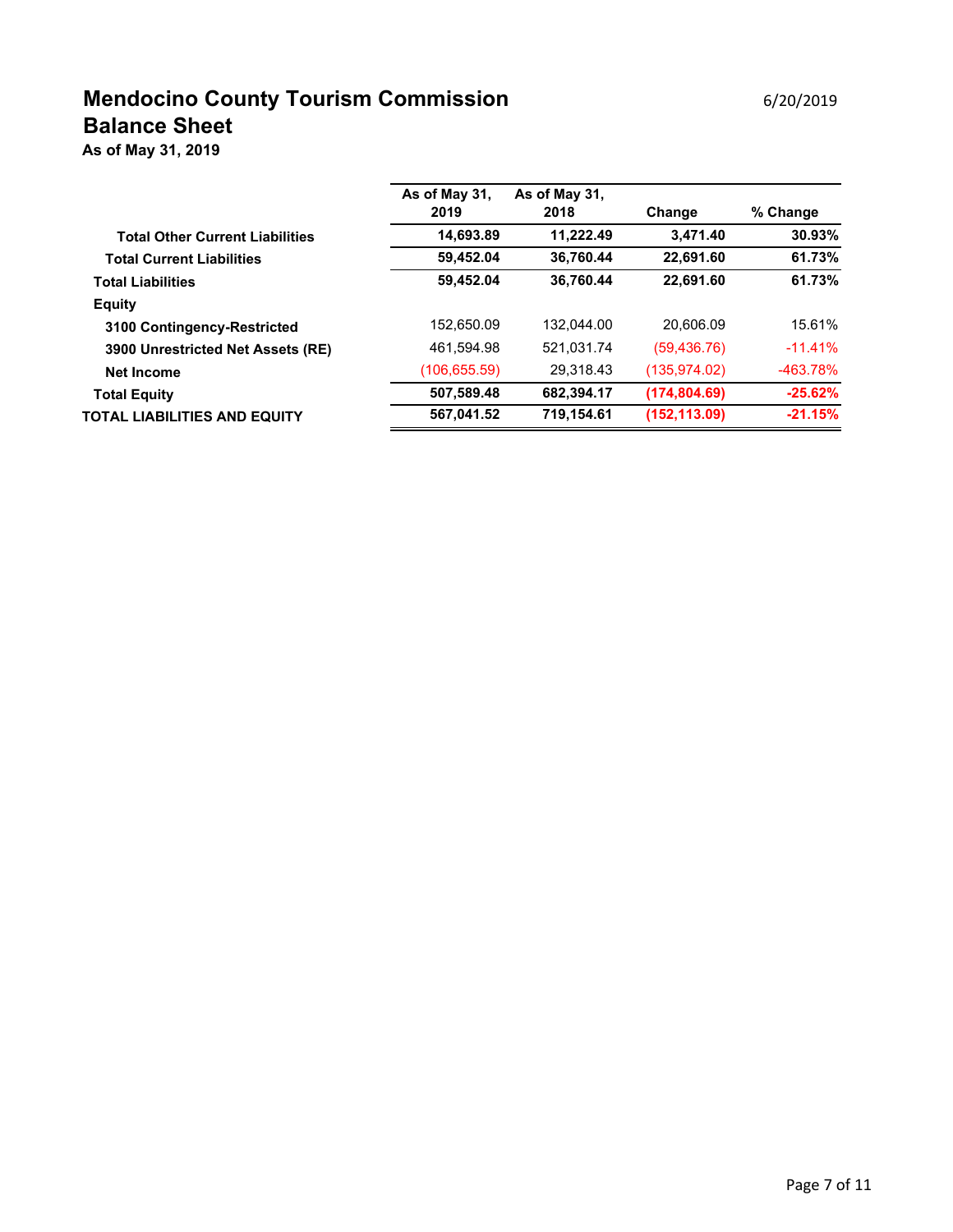# Mendocino County Tourism Commission

6/20/2019

## Balance Sheet

**As of May 31, 2019**

| | As of May 31, 2019 | As of May 31, 2018 | Change | % Change |
|---|---|---|---|---|
| **Total Other Current Liabilities** | **14,693.89** | **11,222.49** | **3,471.40** | **30.93%** |
| **Total Current Liabilities** | **59,452.04** | **36,760.44** | **22,691.60** | **61.73%** |
| **Total Liabilities** | **59,452.04** | **36,760.44** | **22,691.60** | **61.73%** |
| **Equity** | | | | |
| **3100 Contingency-Restricted** | 152,650.09 | 132,044.00 | 20,606.09 | 15.61% |
| **3900 Unrestricted Net Assets (RE)** | 461,594.98 | 521,031.74 | (59,436.76) | -11.41% |
| **Net Income** | (106,655.59) | 29,318.43 | (135,974.02) | -463.78% |
| **Total Equity** | **507,589.48** | **682,394.17** | **(174,804.69)** | **-25.62%** |
| **TOTAL LIABILITIES AND EQUITY** | **567,041.52** | **719,154.61** | **(152,113.09)** | **-21.15%** |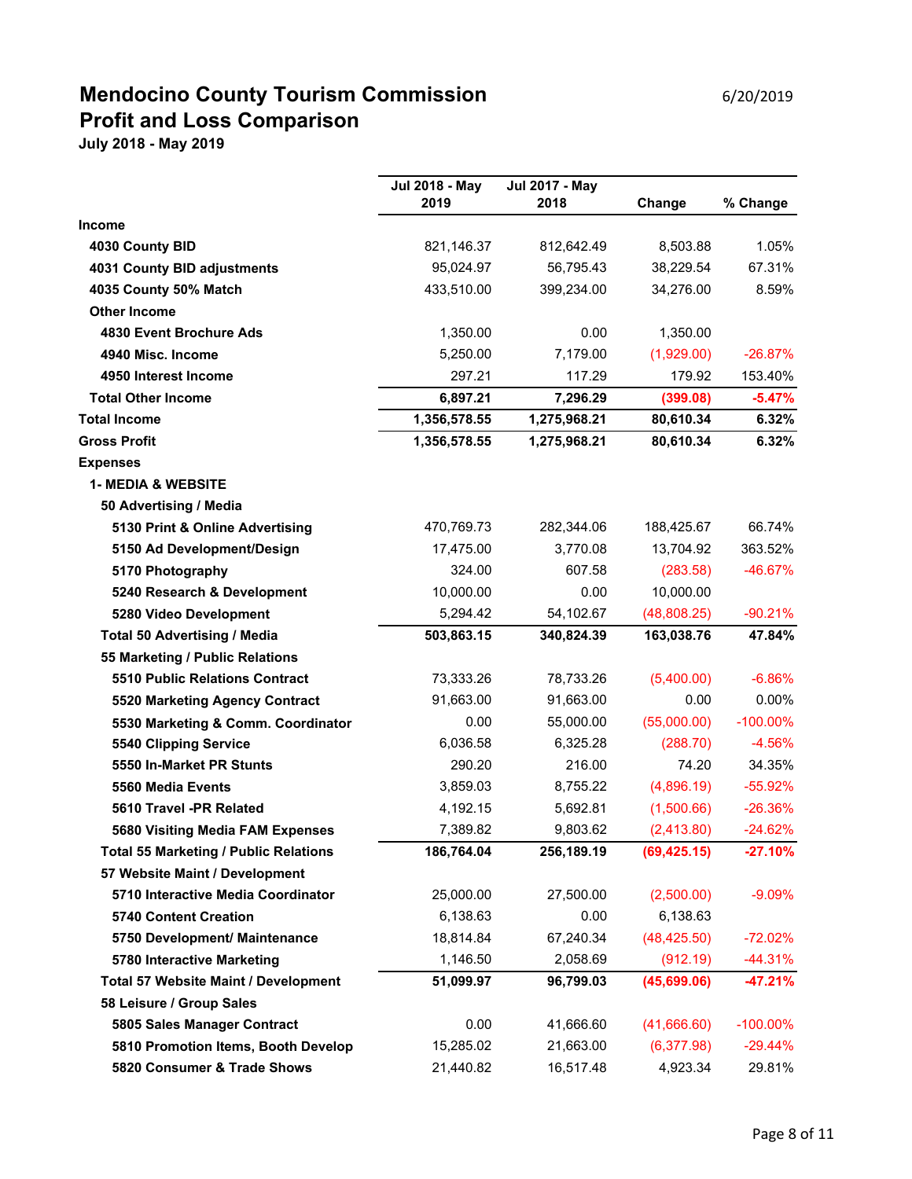# Mendocino County Tourism Commission

## Profit and Loss Comparison

**July 2018 - May 2019**

6/20/2019

| | Jul 2018 - May 2019 | Jul 2017 - May 2018 | Change | % Change |
|---|---|---|---|---|
| **Income** | | | | |
| **4030 County BID** | 821,146.37 | 812,642.49 | 8,503.88 | 1.05% |
| **4031 County BID adjustments** | 95,024.97 | 56,795.43 | 38,229.54 | 67.31% |
| **4035 County 50% Match** | 433,510.00 | 399,234.00 | 34,276.00 | 8.59% |
| **Other Income** | | | | |
| **4830 Event Brochure Ads** | 1,350.00 | 0.00 | 1,350.00 | |
| **4940 Misc. Income** | 5,250.00 | 7,179.00 | (1,929.00) | -26.87% |
| **4950 Interest Income** | 297.21 | 117.29 | 179.92 | 153.40% |
| **Total Other Income** | **6,897.21** | **7,296.29** | **(399.08)** | **-5.47%** |
| **Total Income** | **1,356,578.55** | **1,275,968.21** | **80,610.34** | **6.32%** |
| **Gross Profit** | **1,356,578.55** | **1,275,968.21** | **80,610.34** | **6.32%** |
| **Expenses** | | | | |
| **1- MEDIA & WEBSITE** | | | | |
| **50 Advertising / Media** | | | | |
| **5130 Print & Online Advertising** | 470,769.73 | 282,344.06 | 188,425.67 | 66.74% |
| **5150 Ad Development/Design** | 17,475.00 | 3,770.08 | 13,704.92 | 363.52% |
| **5170 Photography** | 324.00 | 607.58 | (283.58) | -46.67% |
| **5240 Research & Development** | 10,000.00 | 0.00 | 10,000.00 | |
| **5280 Video Development** | 5,294.42 | 54,102.67 | (48,808.25) | -90.21% |
| **Total 50 Advertising / Media** | **503,863.15** | **340,824.39** | **163,038.76** | **47.84%** |
| **55 Marketing / Public Relations** | | | | |
| **5510 Public Relations Contract** | 73,333.26 | 78,733.26 | (5,400.00) | -6.86% |
| **5520 Marketing Agency Contract** | 91,663.00 | 91,663.00 | 0.00 | 0.00% |
| **5530 Marketing & Comm. Coordinator** | 0.00 | 55,000.00 | (55,000.00) | -100.00% |
| **5540 Clipping Service** | 6,036.58 | 6,325.28 | (288.70) | -4.56% |
| **5550 In-Market PR Stunts** | 290.20 | 216.00 | 74.20 | 34.35% |
| **5560 Media Events** | 3,859.03 | 8,755.22 | (4,896.19) | -55.92% |
| **5610 Travel -PR Related** | 4,192.15 | 5,692.81 | (1,500.66) | -26.36% |
| **5680 Visiting Media FAM Expenses** | 7,389.82 | 9,803.62 | (2,413.80) | -24.62% |
| **Total 55 Marketing / Public Relations** | **186,764.04** | **256,189.19** | **(69,425.15)** | **-27.10%** |
| **57 Website Maint / Development** | | | | |
| **5710 Interactive Media Coordinator** | 25,000.00 | 27,500.00 | (2,500.00) | -9.09% |
| **5740 Content Creation** | 6,138.63 | 0.00 | 6,138.63 | |
| **5750 Development/ Maintenance** | 18,814.84 | 67,240.34 | (48,425.50) | -72.02% |
| **5780 Interactive Marketing** | 1,146.50 | 2,058.69 | (912.19) | -44.31% |
| **Total 57 Website Maint / Development** | **51,099.97** | **96,799.03** | **(45,699.06)** | **-47.21%** |
| **58 Leisure / Group Sales** | | | | |
| **5805 Sales Manager Contract** | 0.00 | 41,666.60 | (41,666.60) | -100.00% |
| **5810 Promotion Items, Booth Develop** | 15,285.02 | 21,663.00 | (6,377.98) | -29.44% |
| **5820 Consumer & Trade Shows** | 21,440.82 | 16,517.48 | 4,923.34 | 29.81% |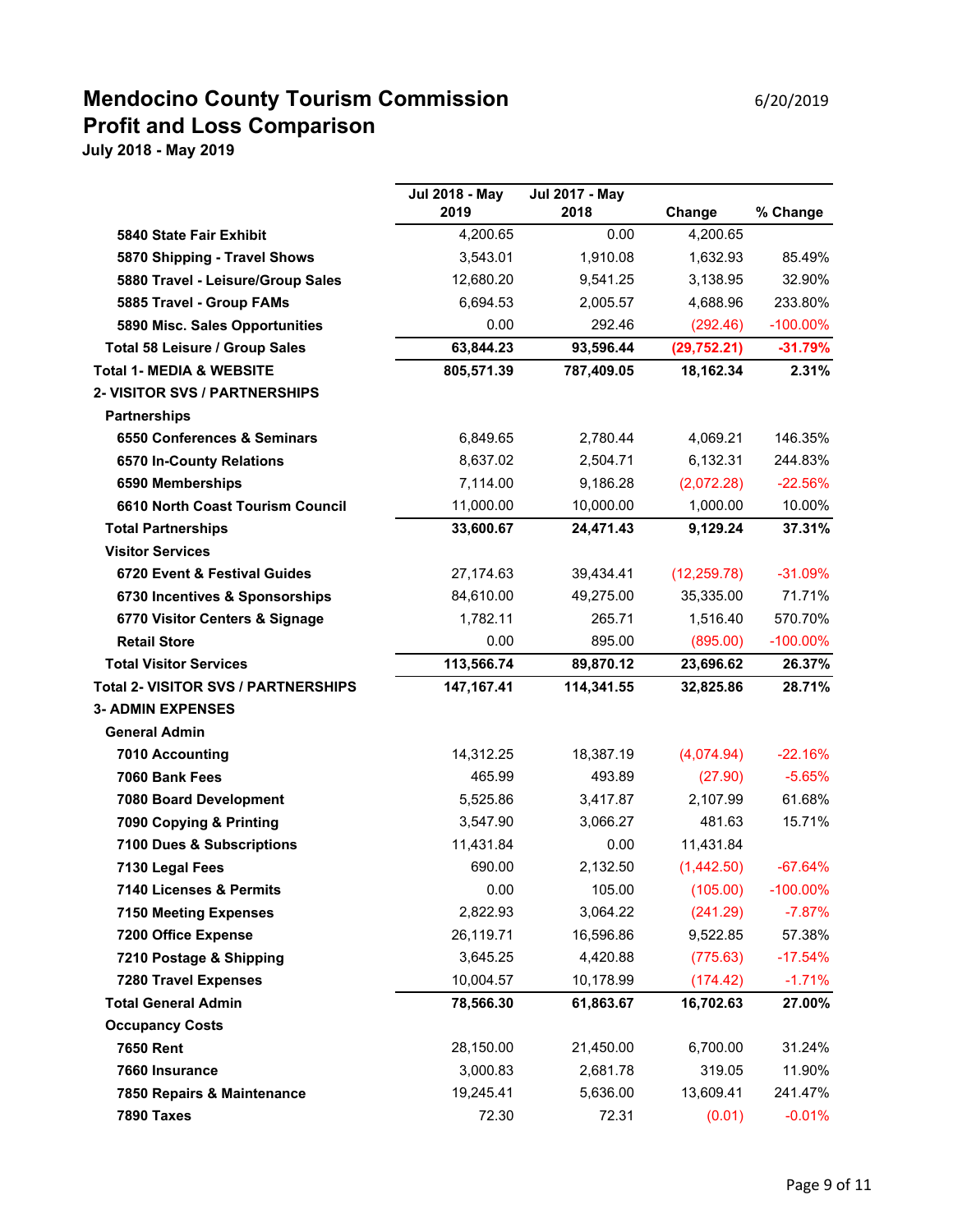# Mendocino County Tourism Commission

## Profit and Loss Comparison

**July 2018 - May 2019**

6/20/2019

| | Jul 2018 - May 2019 | Jul 2017 - May 2018 | Change | % Change |
|---|---|---|---|---|
| **5840 State Fair Exhibit** | 4,200.65 | 0.00 | 4,200.65 | |
| **5870 Shipping - Travel Shows** | 3,543.01 | 1,910.08 | 1,632.93 | 85.49% |
| **5880 Travel - Leisure/Group Sales** | 12,680.20 | 9,541.25 | 3,138.95 | 32.90% |
| **5885 Travel - Group FAMs** | 6,694.53 | 2,005.57 | 4,688.96 | 233.80% |
| **5890 Misc. Sales Opportunities** | 0.00 | 292.46 | (292.46) | -100.00% |
| **Total 58 Leisure / Group Sales** | **63,844.23** | **93,596.44** | **(29,752.21)** | **-31.79%** |
| **Total 1- MEDIA & WEBSITE** | **805,571.39** | **787,409.05** | **18,162.34** | **2.31%** |
| **2- VISITOR SVS / PARTNERSHIPS** | | | | |
| **Partnerships** | | | | |
| **6550 Conferences & Seminars** | 6,849.65 | 2,780.44 | 4,069.21 | 146.35% |
| **6570 In-County Relations** | 8,637.02 | 2,504.71 | 6,132.31 | 244.83% |
| **6590 Memberships** | 7,114.00 | 9,186.28 | (2,072.28) | -22.56% |
| **6610 North Coast Tourism Council** | 11,000.00 | 10,000.00 | 1,000.00 | 10.00% |
| **Total Partnerships** | **33,600.67** | **24,471.43** | **9,129.24** | **37.31%** |
| **Visitor Services** | | | | |
| **6720 Event & Festival Guides** | 27,174.63 | 39,434.41 | (12,259.78) | -31.09% |
| **6730 Incentives & Sponsorships** | 84,610.00 | 49,275.00 | 35,335.00 | 71.71% |
| **6770 Visitor Centers & Signage** | 1,782.11 | 265.71 | 1,516.40 | 570.70% |
| **Retail Store** | 0.00 | 895.00 | (895.00) | -100.00% |
| **Total Visitor Services** | **113,566.74** | **89,870.12** | **23,696.62** | **26.37%** |
| **Total 2- VISITOR SVS / PARTNERSHIPS** | **147,167.41** | **114,341.55** | **32,825.86** | **28.71%** |
| **3- ADMIN EXPENSES** | | | | |
| **General Admin** | | | | |
| **7010 Accounting** | 14,312.25 | 18,387.19 | (4,074.94) | -22.16% |
| **7060 Bank Fees** | 465.99 | 493.89 | (27.90) | -5.65% |
| **7080 Board Development** | 5,525.86 | 3,417.87 | 2,107.99 | 61.68% |
| **7090 Copying & Printing** | 3,547.90 | 3,066.27 | 481.63 | 15.71% |
| **7100 Dues & Subscriptions** | 11,431.84 | 0.00 | 11,431.84 | |
| **7130 Legal Fees** | 690.00 | 2,132.50 | (1,442.50) | -67.64% |
| **7140 Licenses & Permits** | 0.00 | 105.00 | (105.00) | -100.00% |
| **7150 Meeting Expenses** | 2,822.93 | 3,064.22 | (241.29) | -7.87% |
| **7200 Office Expense** | 26,119.71 | 16,596.86 | 9,522.85 | 57.38% |
| **7210 Postage & Shipping** | 3,645.25 | 4,420.88 | (775.63) | -17.54% |
| **7280 Travel Expenses** | 10,004.57 | 10,178.99 | (174.42) | -1.71% |
| **Total General Admin** | **78,566.30** | **61,863.67** | **16,702.63** | **27.00%** |
| **Occupancy Costs** | | | | |
| **7650 Rent** | 28,150.00 | 21,450.00 | 6,700.00 | 31.24% |
| **7660 Insurance** | 3,000.83 | 2,681.78 | 319.05 | 11.90% |
| **7850 Repairs & Maintenance** | 19,245.41 | 5,636.00 | 13,609.41 | 241.47% |
| **7890 Taxes** | 72.30 | 72.31 | (0.01) | -0.01% |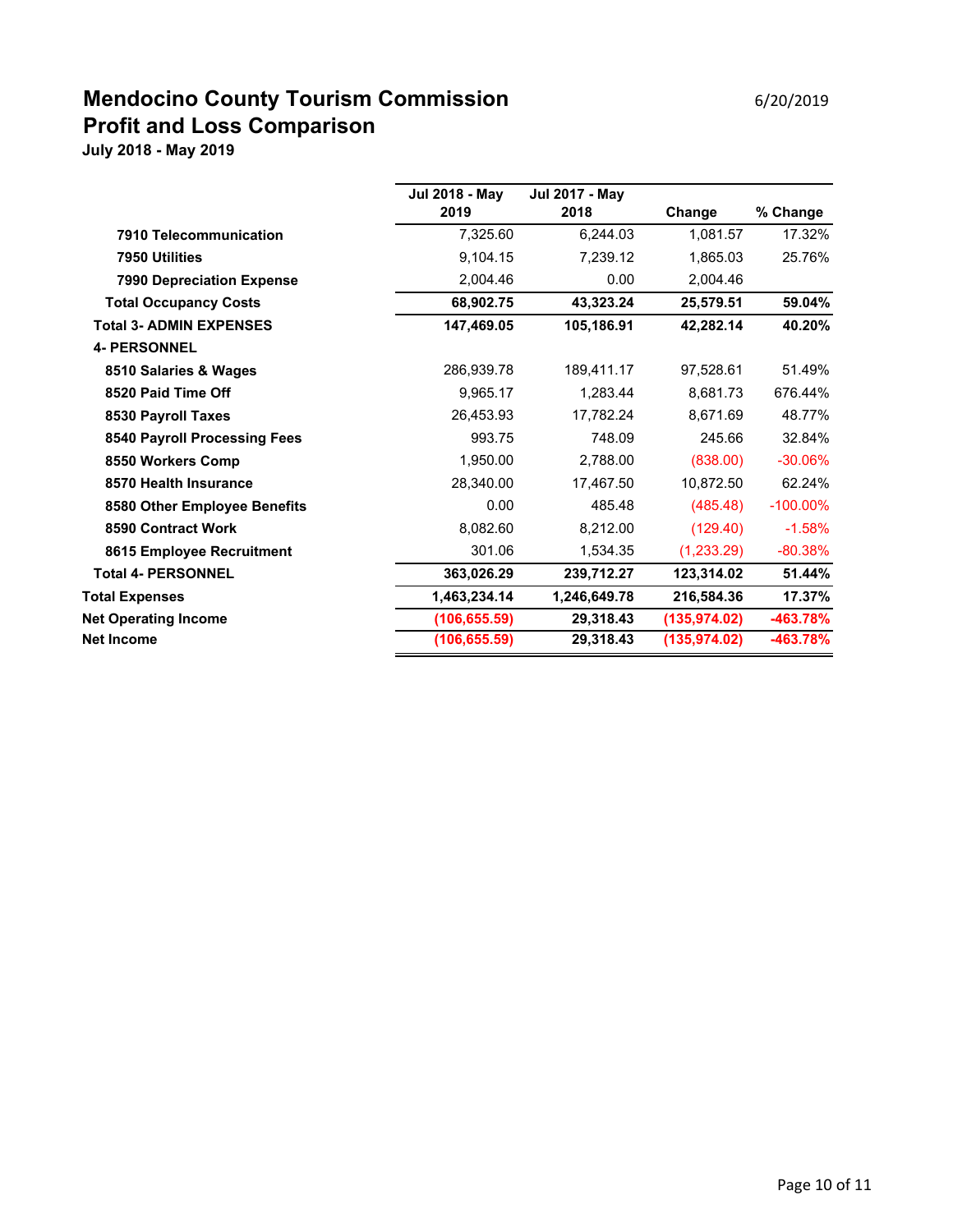# Mendocino County Tourism Commission

6/20/2019

## Profit and Loss Comparison

**July 2018 - May 2019**

| | Jul 2018 - May 2019 | Jul 2017 - May 2018 | Change | % Change |
|---|---|---|---|---|
| **7910 Telecommunication** | 7,325.60 | 6,244.03 | 1,081.57 | 17.32% |
| **7950 Utilities** | 9,104.15 | 7,239.12 | 1,865.03 | 25.76% |
| **7990 Depreciation Expense** | 2,004.46 | 0.00 | 2,004.46 | |
| **Total Occupancy Costs** | **68,902.75** | **43,323.24** | **25,579.51** | **59.04%** |
| **Total 3- ADMIN EXPENSES** | **147,469.05** | **105,186.91** | **42,282.14** | **40.20%** |
| **4- PERSONNEL** | | | | |
| **8510 Salaries & Wages** | 286,939.78 | 189,411.17 | 97,528.61 | 51.49% |
| **8520 Paid Time Off** | 9,965.17 | 1,283.44 | 8,681.73 | 676.44% |
| **8530 Payroll Taxes** | 26,453.93 | 17,782.24 | 8,671.69 | 48.77% |
| **8540 Payroll Processing Fees** | 993.75 | 748.09 | 245.66 | 32.84% |
| **8550 Workers Comp** | 1,950.00 | 2,788.00 | (838.00) | -30.06% |
| **8570 Health Insurance** | 28,340.00 | 17,467.50 | 10,872.50 | 62.24% |
| **8580 Other Employee Benefits** | 0.00 | 485.48 | (485.48) | -100.00% |
| **8590 Contract Work** | 8,082.60 | 8,212.00 | (129.40) | -1.58% |
| **8615 Employee Recruitment** | 301.06 | 1,534.35 | (1,233.29) | -80.38% |
| **Total 4- PERSONNEL** | **363,026.29** | **239,712.27** | **123,314.02** | **51.44%** |
| **Total Expenses** | **1,463,234.14** | **1,246,649.78** | **216,584.36** | **17.37%** |
| **Net Operating Income** | **(106,655.59)** | **29,318.43** | **(135,974.02)** | **-463.78%** |
| **Net Income** | **(106,655.59)** | **29,318.43** | **(135,974.02)** | **-463.78%** |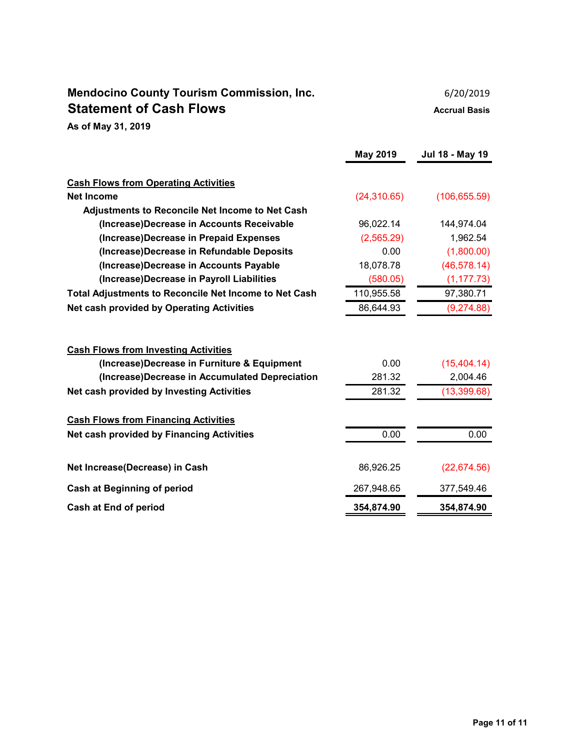# Mendocino County Tourism Commission, Inc.

6/20/2019

## Statement of Cash Flows

**Accrual Basis**

**As of May 31, 2019**

| | May 2019 | Jul 18 - May 19 |
|---|---|---|
| **Cash Flows from Operating Activities** | | |
| **Net Income** | (24,310.65) | (106,655.59) |
| **Adjustments to Reconcile Net Income to Net Cash** | | |
| **(Increase)Decrease in Accounts Receivable** | 96,022.14 | 144,974.04 |
| **(Increase)Decrease in Prepaid Expenses** | (2,565.29) | 1,962.54 |
| **(Increase)Decrease in Refundable Deposits** | 0.00 | (1,800.00) |
| **(Increase)Decrease in Accounts Payable** | 18,078.78 | (46,578.14) |
| **(Increase)Decrease in Payroll Liabilities** | (580.05) | (1,177.73) |
| **Total Adjustments to Reconcile Net Income to Net Cash** | 110,955.58 | 97,380.71 |
| **Net cash provided by Operating Activities** | 86,644.93 | (9,274.88) |
| **Cash Flows from Investing Activities** | | |
| **(Increase)Decrease in Furniture & Equipment** | 0.00 | (15,404.14) |
| **(Increase)Decrease in Accumulated Depreciation** | 281.32 | 2,004.46 |
| **Net cash provided by Investing Activities** | 281.32 | (13,399.68) |
| **Cash Flows from Financing Activities** | | |
| **Net cash provided by Financing Activities** | 0.00 | 0.00 |
| **Net Increase(Decrease) in Cash** | 86,926.25 | (22,674.56) |
| **Cash at Beginning of period** | 267,948.65 | 377,549.46 |
| **Cash at End of period** | **354,874.90** | **354,874.90** |